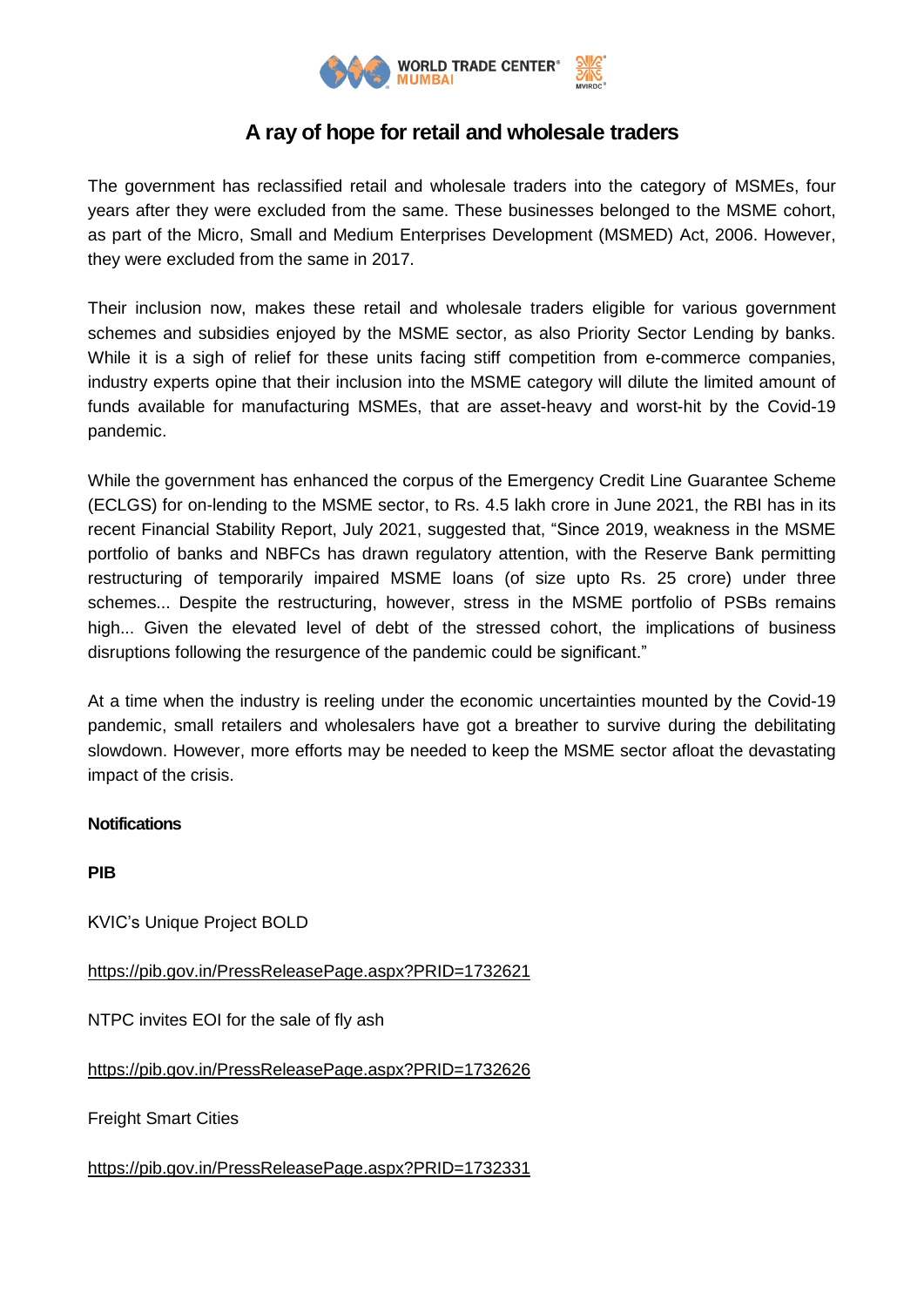# A ray of hope for retail and wholesale traders

The government has reclassified retail and wholesale traders into the category of MSMEs, four years after they were excluded from the same. These businesses belonged to the MSME cohort, as part of the Micro, Small and Medium Enterprises Development (MSMED) Act, 2006. However, they were excluded from the same in 2017.

Their inclusion now, makes these retail and wholesale traders eligible for various government schemes and subsidies enjoyed by the MSME sector, as also Priority Sector Lending by banks. While it is a sigh of relief for these units facing stiff competition from e-commerce companies, industry experts opine that their inclusion into the MSME category will dilute the limited amount of funds available for manufacturing MSMEs, that are asset-heavy and worst-hit by the Covid-19 pandemic.

While the government has enhanced the corpus of the Emergency Credit Line Guarantee Scheme (ECLGS) for on-lending to the MSME sector, to Rs. 4.5 lakh crore in June 2021, the RBI has in its recent Financial Stability Report, July 2021, suggested that, "Since 2019, weakness in the MSME portfolio of banks and NBFCs has drawn regulatory attention, with the Reserve Bank permitting restructuring of temporarily impaired MSME loans (of size upto Rs. 25 crore) under three schemes... Despite the restructuring, however, stress in the MSME portfolio of PSBs remains high... Given the elevated level of debt of the stressed cohort, the implications of business disruptions following the resurgence of the pandemic could be significant."

At a time when the industry is reeling under the economic uncertainties mounted by the Covid-19 pandemic, small retailers and wholesalers have got a breather to survive during the debilitating slowdown. However, more efforts may be needed to keep the MSME sector afloat the devastating impact of the crisis.

**Notifications**

**PIB**

KVIC's Unique Project BOLD

https://pib.gov.in/PressReleasePage.aspx?PRID=1732621

NTPC invites EOI for the sale of fly ash

https://pib.gov.in/PressReleasePage.aspx?PRID=1732626

Freight Smart Cities

https://pib.gov.in/PressReleasePage.aspx?PRID=1732331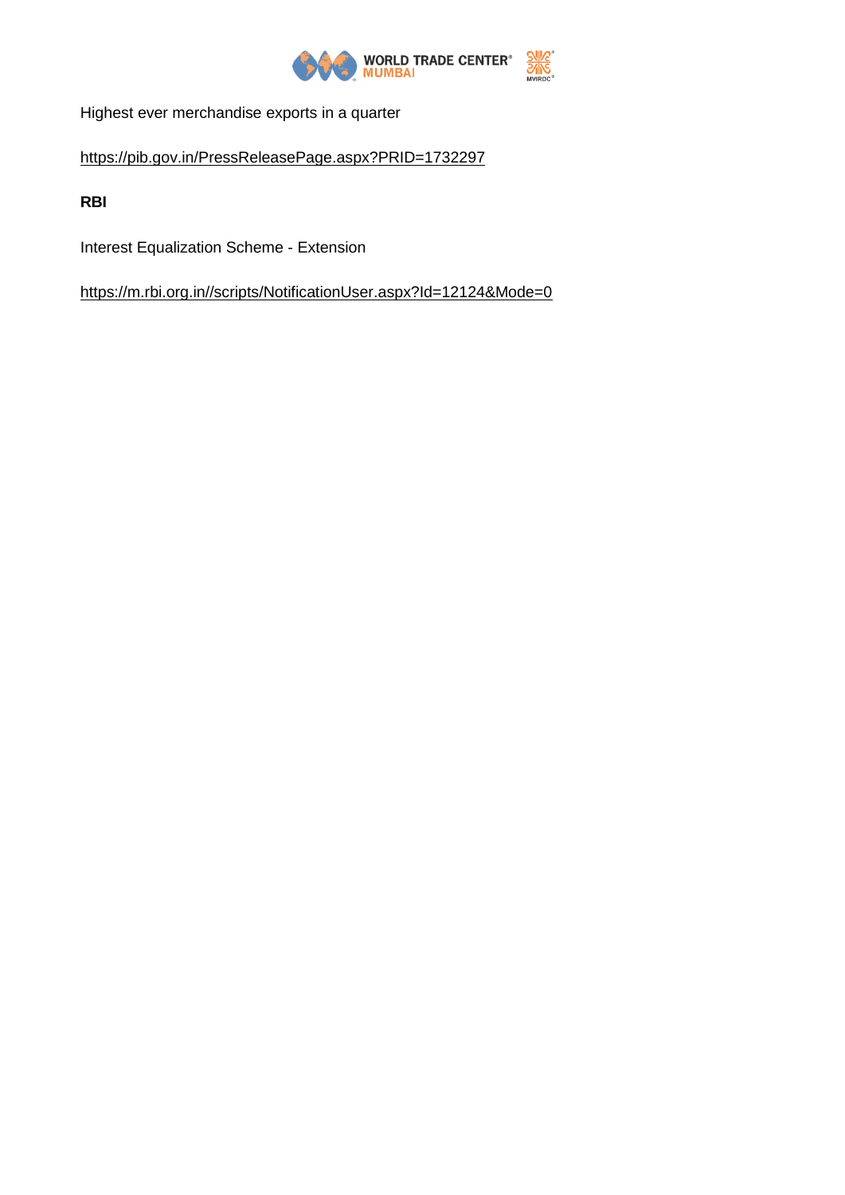Highest ever merchandise exports in a quarter

https://pib.gov.in/PressReleasePage.aspx?PRID=1732297

**RBI**

Interest Equalization Scheme - Extension

https://m.rbi.org.in//scripts/NotificationUser.aspx?Id=12124&Mode=0